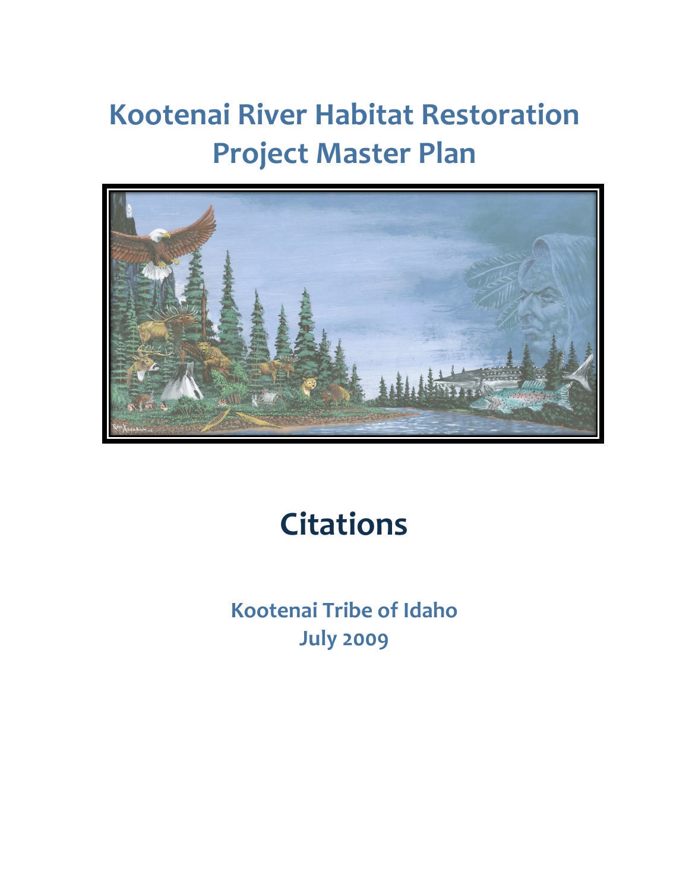# Kootenai River Habitat Restoration Project Master Plan

# Citations

**Kootenai Tribe of Idaho**
**July 2009**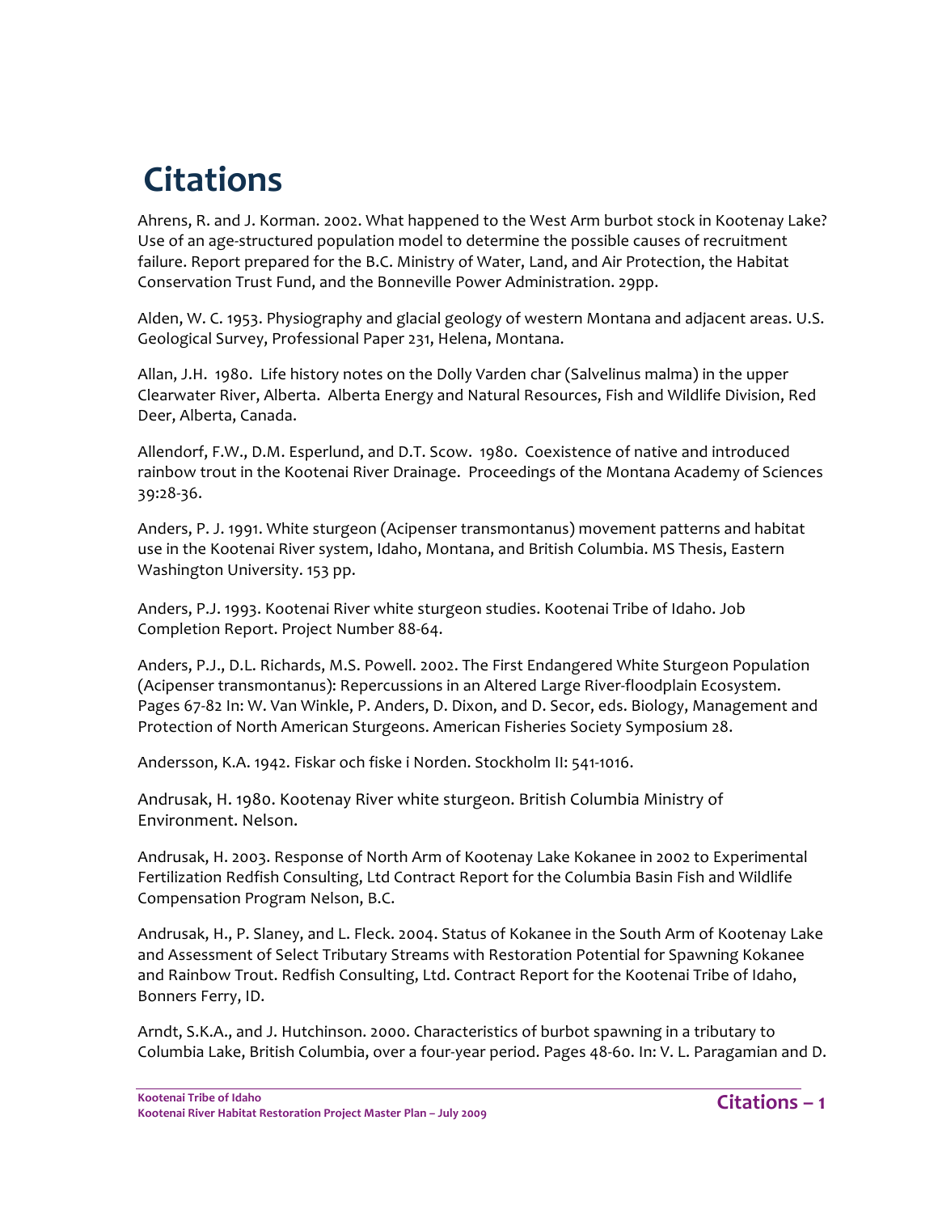# Citations

Ahrens, R. and J. Korman. 2002. What happened to the West Arm burbot stock in Kootenay Lake? Use of an age-structured population model to determine the possible causes of recruitment failure. Report prepared for the B.C. Ministry of Water, Land, and Air Protection, the Habitat Conservation Trust Fund, and the Bonneville Power Administration. 29pp.

Alden, W. C. 1953. Physiography and glacial geology of western Montana and adjacent areas. U.S. Geological Survey, Professional Paper 231, Helena, Montana.

Allan, J.H. 1980. Life history notes on the Dolly Varden char (Salvelinus malma) in the upper Clearwater River, Alberta. Alberta Energy and Natural Resources, Fish and Wildlife Division, Red Deer, Alberta, Canada.

Allendorf, F.W., D.M. Esperlund, and D.T. Scow. 1980. Coexistence of native and introduced rainbow trout in the Kootenai River Drainage. Proceedings of the Montana Academy of Sciences 39:28-36.

Anders, P. J. 1991. White sturgeon (Acipenser transmontanus) movement patterns and habitat use in the Kootenai River system, Idaho, Montana, and British Columbia. MS Thesis, Eastern Washington University. 153 pp.

Anders, P.J. 1993. Kootenai River white sturgeon studies. Kootenai Tribe of Idaho. Job Completion Report. Project Number 88-64.

Anders, P.J., D.L. Richards, M.S. Powell. 2002. The First Endangered White Sturgeon Population (Acipenser transmontanus): Repercussions in an Altered Large River-floodplain Ecosystem. Pages 67-82 In: W. Van Winkle, P. Anders, D. Dixon, and D. Secor, eds. Biology, Management and Protection of North American Sturgeons. American Fisheries Society Symposium 28.

Andersson, K.A. 1942. Fiskar och fiske i Norden. Stockholm II: 541-1016.

Andrusak, H. 1980. Kootenay River white sturgeon. British Columbia Ministry of Environment. Nelson.

Andrusak, H. 2003. Response of North Arm of Kootenay Lake Kokanee in 2002 to Experimental Fertilization Redfish Consulting, Ltd Contract Report for the Columbia Basin Fish and Wildlife Compensation Program Nelson, B.C.

Andrusak, H., P. Slaney, and L. Fleck. 2004. Status of Kokanee in the South Arm of Kootenay Lake and Assessment of Select Tributary Streams with Restoration Potential for Spawning Kokanee and Rainbow Trout. Redfish Consulting, Ltd. Contract Report for the Kootenai Tribe of Idaho, Bonners Ferry, ID.

Arndt, S.K.A., and J. Hutchinson. 2000. Characteristics of burbot spawning in a tributary to Columbia Lake, British Columbia, over a four-year period. Pages 48-60. In: V. L. Paragamian and D.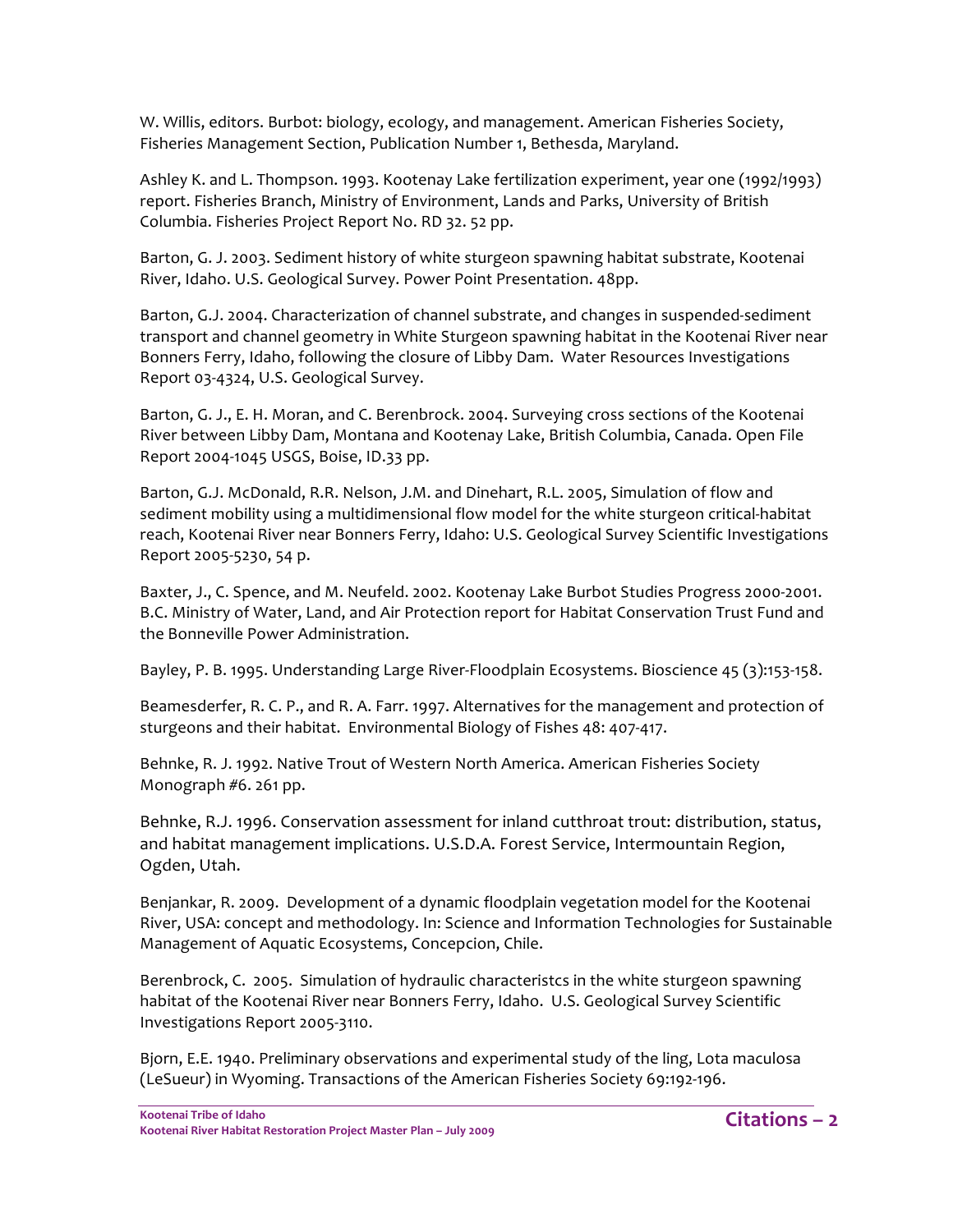W. Willis, editors. Burbot: biology, ecology, and management. American Fisheries Society, Fisheries Management Section, Publication Number 1, Bethesda, Maryland.

Ashley K. and L. Thompson. 1993. Kootenay Lake fertilization experiment, year one (1992/1993) report. Fisheries Branch, Ministry of Environment, Lands and Parks, University of British Columbia. Fisheries Project Report No. RD 32. 52 pp.

Barton, G. J. 2003. Sediment history of white sturgeon spawning habitat substrate, Kootenai River, Idaho. U.S. Geological Survey. Power Point Presentation. 48pp.

Barton, G.J. 2004. Characterization of channel substrate, and changes in suspended-sediment transport and channel geometry in White Sturgeon spawning habitat in the Kootenai River near Bonners Ferry, Idaho, following the closure of Libby Dam. Water Resources Investigations Report 03-4324, U.S. Geological Survey.

Barton, G. J., E. H. Moran, and C. Berenbrock. 2004. Surveying cross sections of the Kootenai River between Libby Dam, Montana and Kootenay Lake, British Columbia, Canada. Open File Report 2004-1045 USGS, Boise, ID.33 pp.

Barton, G.J. McDonald, R.R. Nelson, J.M. and Dinehart, R.L. 2005, Simulation of flow and sediment mobility using a multidimensional flow model for the white sturgeon critical-habitat reach, Kootenai River near Bonners Ferry, Idaho: U.S. Geological Survey Scientific Investigations Report 2005-5230, 54 p.

Baxter, J., C. Spence, and M. Neufeld. 2002. Kootenay Lake Burbot Studies Progress 2000-2001. B.C. Ministry of Water, Land, and Air Protection report for Habitat Conservation Trust Fund and the Bonneville Power Administration.

Bayley, P. B. 1995. Understanding Large River-Floodplain Ecosystems. Bioscience 45 (3):153-158.

Beamesderfer, R. C. P., and R. A. Farr. 1997. Alternatives for the management and protection of sturgeons and their habitat. Environmental Biology of Fishes 48: 407-417.

Behnke, R. J. 1992. Native Trout of Western North America. American Fisheries Society Monograph #6. 261 pp.

Behnke, R.J. 1996. Conservation assessment for inland cutthroat trout: distribution, status, and habitat management implications. U.S.D.A. Forest Service, Intermountain Region, Ogden, Utah.

Benjankar, R. 2009. Development of a dynamic floodplain vegetation model for the Kootenai River, USA: concept and methodology. In: Science and Information Technologies for Sustainable Management of Aquatic Ecosystems, Concepcion, Chile.

Berenbrock, C. 2005. Simulation of hydraulic characteristcs in the white sturgeon spawning habitat of the Kootenai River near Bonners Ferry, Idaho. U.S. Geological Survey Scientific Investigations Report 2005-3110.

Bjorn, E.E. 1940. Preliminary observations and experimental study of the ling, Lota maculosa (LeSueur) in Wyoming. Transactions of the American Fisheries Society 69:192-196.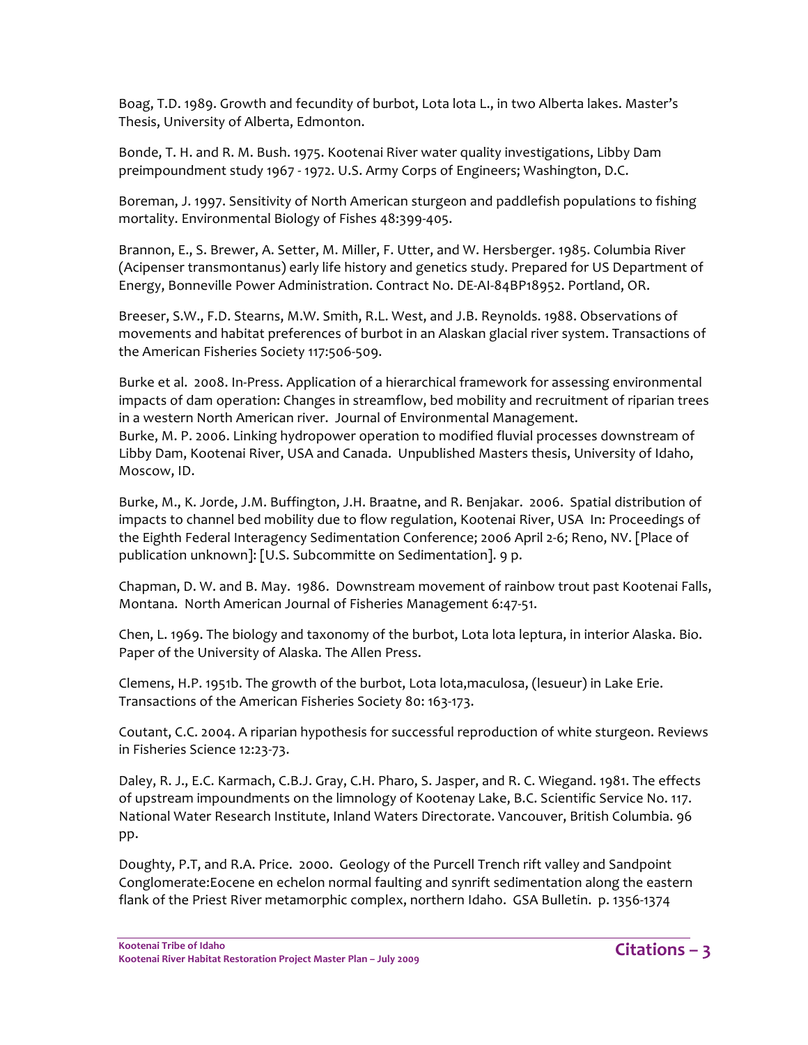Boag, T.D. 1989. Growth and fecundity of burbot, Lota lota L., in two Alberta lakes. Master's Thesis, University of Alberta, Edmonton.

Bonde, T. H. and R. M. Bush. 1975. Kootenai River water quality investigations, Libby Dam preimpoundment study 1967 - 1972. U.S. Army Corps of Engineers; Washington, D.C.

Boreman, J. 1997. Sensitivity of North American sturgeon and paddlefish populations to fishing mortality. Environmental Biology of Fishes 48:399-405.

Brannon, E., S. Brewer, A. Setter, M. Miller, F. Utter, and W. Hersberger. 1985. Columbia River (Acipenser transmontanus) early life history and genetics study. Prepared for US Department of Energy, Bonneville Power Administration. Contract No. DE-AI-84BP18952. Portland, OR.

Breeser, S.W., F.D. Stearns, M.W. Smith, R.L. West, and J.B. Reynolds. 1988. Observations of movements and habitat preferences of burbot in an Alaskan glacial river system. Transactions of the American Fisheries Society 117:506-509.

Burke et al. 2008. In-Press. Application of a hierarchical framework for assessing environmental impacts of dam operation: Changes in streamflow, bed mobility and recruitment of riparian trees in a western North American river. Journal of Environmental Management.
Burke, M. P. 2006. Linking hydropower operation to modified fluvial processes downstream of Libby Dam, Kootenai River, USA and Canada. Unpublished Masters thesis, University of Idaho, Moscow, ID.

Burke, M., K. Jorde, J.M. Buffington, J.H. Braatne, and R. Benjakar. 2006. Spatial distribution of impacts to channel bed mobility due to flow regulation, Kootenai River, USA In: Proceedings of the Eighth Federal Interagency Sedimentation Conference; 2006 April 2-6; Reno, NV. [Place of publication unknown]: [U.S. Subcommitte on Sedimentation]. 9 p.

Chapman, D. W. and B. May. 1986. Downstream movement of rainbow trout past Kootenai Falls, Montana. North American Journal of Fisheries Management 6:47-51.

Chen, L. 1969. The biology and taxonomy of the burbot, Lota lota leptura, in interior Alaska. Bio. Paper of the University of Alaska. The Allen Press.

Clemens, H.P. 1951b. The growth of the burbot, Lota lota,maculosa, (lesueur) in Lake Erie. Transactions of the American Fisheries Society 80: 163-173.

Coutant, C.C. 2004. A riparian hypothesis for successful reproduction of white sturgeon. Reviews in Fisheries Science 12:23-73.

Daley, R. J., E.C. Karmach, C.B.J. Gray, C.H. Pharo, S. Jasper, and R. C. Wiegand. 1981. The effects of upstream impoundments on the limnology of Kootenay Lake, B.C. Scientific Service No. 117. National Water Research Institute, Inland Waters Directorate. Vancouver, British Columbia. 96 pp.

Doughty, P.T, and R.A. Price. 2000. Geology of the Purcell Trench rift valley and Sandpoint Conglomerate:Eocene en echelon normal faulting and synrift sedimentation along the eastern flank of the Priest River metamorphic complex, northern Idaho. GSA Bulletin. p. 1356-1374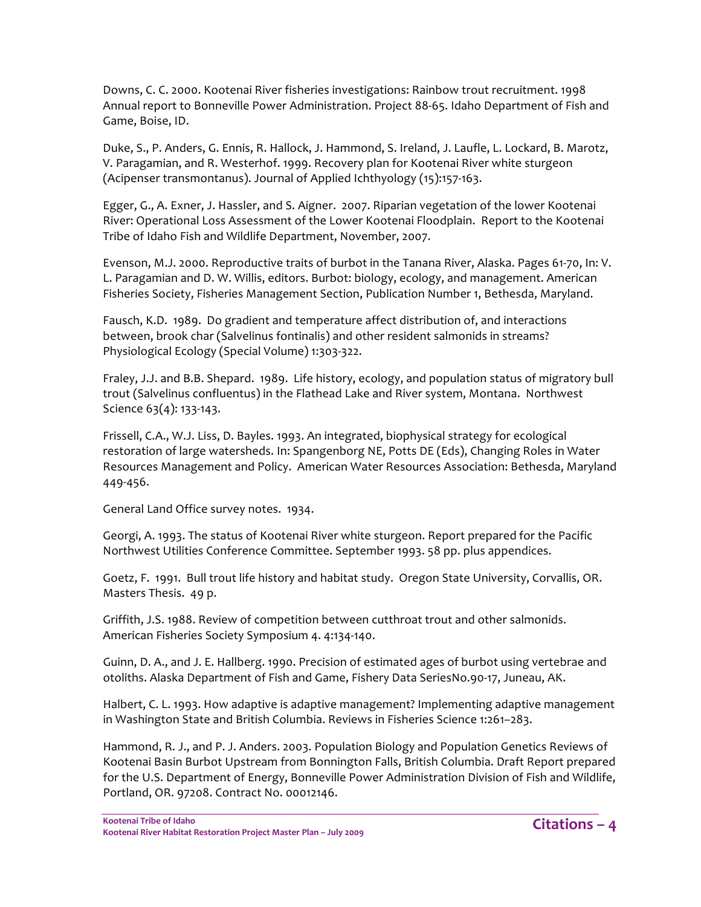Downs, C. C. 2000. Kootenai River fisheries investigations: Rainbow trout recruitment. 1998 Annual report to Bonneville Power Administration. Project 88-65. Idaho Department of Fish and Game, Boise, ID.

Duke, S., P. Anders, G. Ennis, R. Hallock, J. Hammond, S. Ireland, J. Laufle, L. Lockard, B. Marotz, V. Paragamian, and R. Westerhof. 1999. Recovery plan for Kootenai River white sturgeon (Acipenser transmontanus). Journal of Applied Ichthyology (15):157-163.

Egger, G., A. Exner, J. Hassler, and S. Aigner. 2007. Riparian vegetation of the lower Kootenai River: Operational Loss Assessment of the Lower Kootenai Floodplain. Report to the Kootenai Tribe of Idaho Fish and Wildlife Department, November, 2007.

Evenson, M.J. 2000. Reproductive traits of burbot in the Tanana River, Alaska. Pages 61-70, In: V. L. Paragamian and D. W. Willis, editors. Burbot: biology, ecology, and management. American Fisheries Society, Fisheries Management Section, Publication Number 1, Bethesda, Maryland.

Fausch, K.D. 1989. Do gradient and temperature affect distribution of, and interactions between, brook char (Salvelinus fontinalis) and other resident salmonids in streams? Physiological Ecology (Special Volume) 1:303-322.

Fraley, J.J. and B.B. Shepard. 1989. Life history, ecology, and population status of migratory bull trout (Salvelinus confluentus) in the Flathead Lake and River system, Montana. Northwest Science 63(4): 133-143.

Frissell, C.A., W.J. Liss, D. Bayles. 1993. An integrated, biophysical strategy for ecological restoration of large watersheds. In: Spangenborg NE, Potts DE (Eds), Changing Roles in Water Resources Management and Policy. American Water Resources Association: Bethesda, Maryland 449-456.

General Land Office survey notes. 1934.

Georgi, A. 1993. The status of Kootenai River white sturgeon. Report prepared for the Pacific Northwest Utilities Conference Committee. September 1993. 58 pp. plus appendices.

Goetz, F. 1991. Bull trout life history and habitat study. Oregon State University, Corvallis, OR. Masters Thesis. 49 p.

Griffith, J.S. 1988. Review of competition between cutthroat trout and other salmonids. American Fisheries Society Symposium 4. 4:134-140.

Guinn, D. A., and J. E. Hallberg. 1990. Precision of estimated ages of burbot using vertebrae and otoliths. Alaska Department of Fish and Game, Fishery Data SeriesNo.90-17, Juneau, AK.

Halbert, C. L. 1993. How adaptive is adaptive management? Implementing adaptive management in Washington State and British Columbia. Reviews in Fisheries Science 1:261–283.

Hammond, R. J., and P. J. Anders. 2003. Population Biology and Population Genetics Reviews of Kootenai Basin Burbot Upstream from Bonnington Falls, British Columbia. Draft Report prepared for the U.S. Department of Energy, Bonneville Power Administration Division of Fish and Wildlife, Portland, OR. 97208. Contract No. 00012146.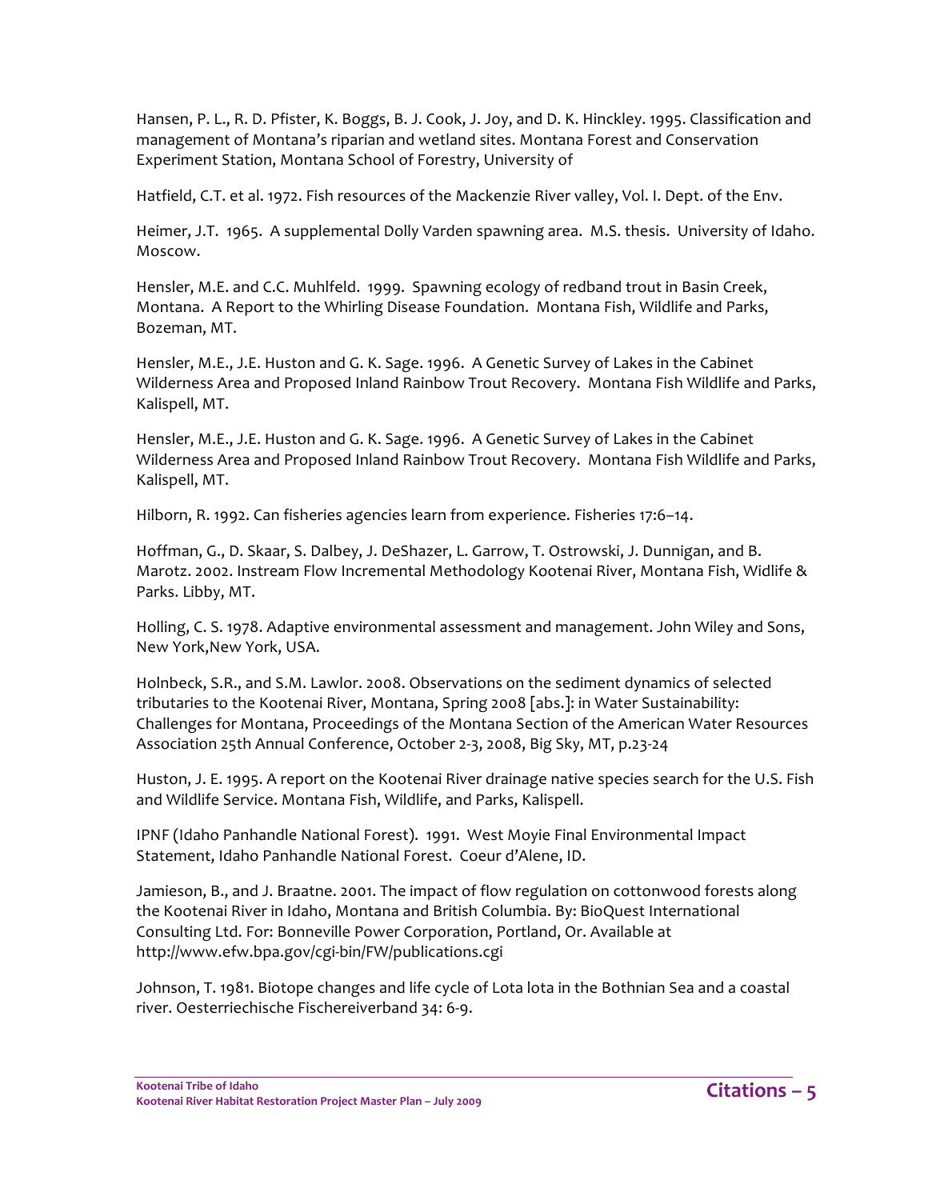Hansen, P. L., R. D. Pfister, K. Boggs, B. J. Cook, J. Joy, and D. K. Hinckley. 1995. Classification and management of Montana's riparian and wetland sites. Montana Forest and Conservation Experiment Station, Montana School of Forestry, University of

Hatfield, C.T. et al. 1972. Fish resources of the Mackenzie River valley, Vol. I. Dept. of the Env.

Heimer, J.T. 1965. A supplemental Dolly Varden spawning area. M.S. thesis. University of Idaho. Moscow.

Hensler, M.E. and C.C. Muhlfeld. 1999. Spawning ecology of redband trout in Basin Creek, Montana. A Report to the Whirling Disease Foundation. Montana Fish, Wildlife and Parks, Bozeman, MT.

Hensler, M.E., J.E. Huston and G. K. Sage. 1996. A Genetic Survey of Lakes in the Cabinet Wilderness Area and Proposed Inland Rainbow Trout Recovery. Montana Fish Wildlife and Parks, Kalispell, MT.

Hensler, M.E., J.E. Huston and G. K. Sage. 1996. A Genetic Survey of Lakes in the Cabinet Wilderness Area and Proposed Inland Rainbow Trout Recovery. Montana Fish Wildlife and Parks, Kalispell, MT.

Hilborn, R. 1992. Can fisheries agencies learn from experience. Fisheries 17:6–14.

Hoffman, G., D. Skaar, S. Dalbey, J. DeShazer, L. Garrow, T. Ostrowski, J. Dunnigan, and B. Marotz. 2002. Instream Flow Incremental Methodology Kootenai River, Montana Fish, Widlife & Parks. Libby, MT.

Holling, C. S. 1978. Adaptive environmental assessment and management. John Wiley and Sons, New York,New York, USA.

Holnbeck, S.R., and S.M. Lawlor. 2008. Observations on the sediment dynamics of selected tributaries to the Kootenai River, Montana, Spring 2008 [abs.]: in Water Sustainability: Challenges for Montana, Proceedings of the Montana Section of the American Water Resources Association 25th Annual Conference, October 2-3, 2008, Big Sky, MT, p.23-24

Huston, J. E. 1995. A report on the Kootenai River drainage native species search for the U.S. Fish and Wildlife Service. Montana Fish, Wildlife, and Parks, Kalispell.

IPNF (Idaho Panhandle National Forest). 1991. West Moyie Final Environmental Impact Statement, Idaho Panhandle National Forest. Coeur d'Alene, ID.

Jamieson, B., and J. Braatne. 2001. The impact of flow regulation on cottonwood forests along the Kootenai River in Idaho, Montana and British Columbia. By: BioQuest International Consulting Ltd. For: Bonneville Power Corporation, Portland, Or. Available at http://www.efw.bpa.gov/cgi-bin/FW/publications.cgi

Johnson, T. 1981. Biotope changes and life cycle of Lota lota in the Bothnian Sea and a coastal river. Oesterriechische Fischereiverband 34: 6-9.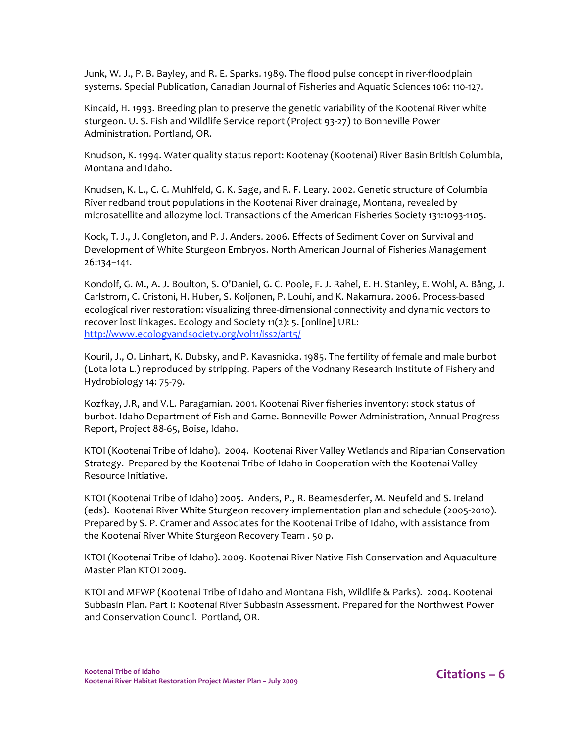Junk, W. J., P. B. Bayley, and R. E. Sparks. 1989. The flood pulse concept in river-floodplain systems. Special Publication, Canadian Journal of Fisheries and Aquatic Sciences 106: 110-127.

Kincaid, H. 1993. Breeding plan to preserve the genetic variability of the Kootenai River white sturgeon. U. S. Fish and Wildlife Service report (Project 93-27) to Bonneville Power Administration. Portland, OR.

Knudson, K. 1994. Water quality status report: Kootenay (Kootenai) River Basin British Columbia, Montana and Idaho.

Knudsen, K. L., C. C. Muhlfeld, G. K. Sage, and R. F. Leary. 2002. Genetic structure of Columbia River redband trout populations in the Kootenai River drainage, Montana, revealed by microsatellite and allozyme loci. Transactions of the American Fisheries Society 131:1093-1105.

Kock, T. J., J. Congleton, and P. J. Anders. 2006. Effects of Sediment Cover on Survival and Development of White Sturgeon Embryos. North American Journal of Fisheries Management 26:134–141.

Kondolf, G. M., A. J. Boulton, S. O'Daniel, G. C. Poole, F. J. Rahel, E. H. Stanley, E. Wohl, A. Bång, J. Carlstrom, C. Cristoni, H. Huber, S. Koljonen, P. Louhi, and K. Nakamura. 2006. Process-based ecological river restoration: visualizing three-dimensional connectivity and dynamic vectors to recover lost linkages. Ecology and Society 11(2): 5. [online] URL: http://www.ecologyandsociety.org/vol11/iss2/art5/

Kouril, J., O. Linhart, K. Dubsky, and P. Kavasnicka. 1985. The fertility of female and male burbot (Lota lota L.) reproduced by stripping. Papers of the Vodnany Research Institute of Fishery and Hydrobiology 14: 75-79.

Kozfkay, J.R, and V.L. Paragamian. 2001. Kootenai River fisheries inventory: stock status of burbot. Idaho Department of Fish and Game. Bonneville Power Administration, Annual Progress Report, Project 88-65, Boise, Idaho.

KTOI (Kootenai Tribe of Idaho). 2004. Kootenai River Valley Wetlands and Riparian Conservation Strategy. Prepared by the Kootenai Tribe of Idaho in Cooperation with the Kootenai Valley Resource Initiative.

KTOI (Kootenai Tribe of Idaho) 2005. Anders, P., R. Beamesderfer, M. Neufeld and S. Ireland (eds). Kootenai River White Sturgeon recovery implementation plan and schedule (2005-2010). Prepared by S. P. Cramer and Associates for the Kootenai Tribe of Idaho, with assistance from the Kootenai River White Sturgeon Recovery Team . 50 p.

KTOI (Kootenai Tribe of Idaho). 2009. Kootenai River Native Fish Conservation and Aquaculture Master Plan KTOI 2009.

KTOI and MFWP (Kootenai Tribe of Idaho and Montana Fish, Wildlife & Parks). 2004. Kootenai Subbasin Plan. Part I: Kootenai River Subbasin Assessment. Prepared for the Northwest Power and Conservation Council. Portland, OR.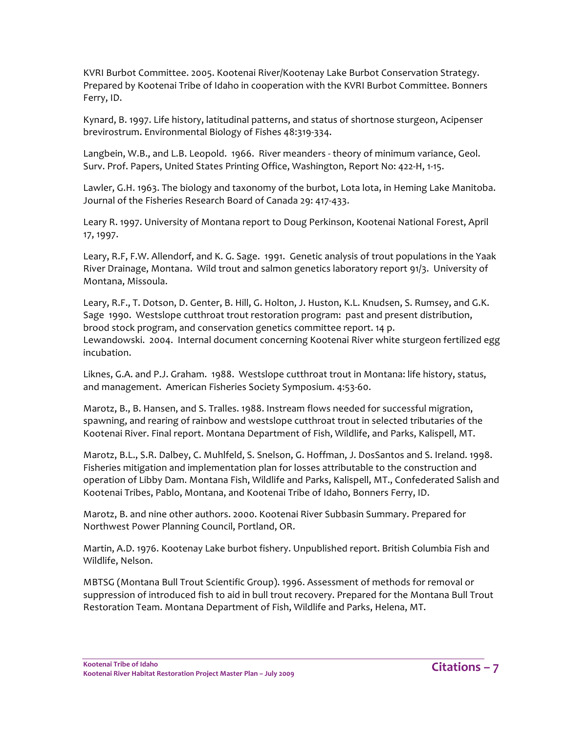KVRI Burbot Committee. 2005. Kootenai River/Kootenay Lake Burbot Conservation Strategy. Prepared by Kootenai Tribe of Idaho in cooperation with the KVRI Burbot Committee. Bonners Ferry, ID.

Kynard, B. 1997. Life history, latitudinal patterns, and status of shortnose sturgeon, Acipenser brevirostrum. Environmental Biology of Fishes 48:319-334.

Langbein, W.B., and L.B. Leopold. 1966. River meanders - theory of minimum variance, Geol. Surv. Prof. Papers, United States Printing Office, Washington, Report No: 422-H, 1-15.

Lawler, G.H. 1963. The biology and taxonomy of the burbot, Lota lota, in Heming Lake Manitoba. Journal of the Fisheries Research Board of Canada 29: 417-433.

Leary R. 1997. University of Montana report to Doug Perkinson, Kootenai National Forest, April 17, 1997.

Leary, R.F, F.W. Allendorf, and K. G. Sage. 1991. Genetic analysis of trout populations in the Yaak River Drainage, Montana. Wild trout and salmon genetics laboratory report 91/3. University of Montana, Missoula.

Leary, R.F., T. Dotson, D. Genter, B. Hill, G. Holton, J. Huston, K.L. Knudsen, S. Rumsey, and G.K. Sage 1990. Westslope cutthroat trout restoration program: past and present distribution, brood stock program, and conservation genetics committee report. 14 p.
Lewandowski. 2004. Internal document concerning Kootenai River white sturgeon fertilized egg incubation.

Liknes, G.A. and P.J. Graham. 1988. Westslope cutthroat trout in Montana: life history, status, and management. American Fisheries Society Symposium. 4:53-60.

Marotz, B., B. Hansen, and S. Tralles. 1988. Instream flows needed for successful migration, spawning, and rearing of rainbow and westslope cutthroat trout in selected tributaries of the Kootenai River. Final report. Montana Department of Fish, Wildlife, and Parks, Kalispell, MT.

Marotz, B.L., S.R. Dalbey, C. Muhlfeld, S. Snelson, G. Hoffman, J. DosSantos and S. Ireland. 1998. Fisheries mitigation and implementation plan for losses attributable to the construction and operation of Libby Dam. Montana Fish, Wildlife and Parks, Kalispell, MT., Confederated Salish and Kootenai Tribes, Pablo, Montana, and Kootenai Tribe of Idaho, Bonners Ferry, ID.

Marotz, B. and nine other authors. 2000. Kootenai River Subbasin Summary. Prepared for Northwest Power Planning Council, Portland, OR.

Martin, A.D. 1976. Kootenay Lake burbot fishery. Unpublished report. British Columbia Fish and Wildlife, Nelson.

MBTSG (Montana Bull Trout Scientific Group). 1996. Assessment of methods for removal or suppression of introduced fish to aid in bull trout recovery. Prepared for the Montana Bull Trout Restoration Team. Montana Department of Fish, Wildlife and Parks, Helena, MT.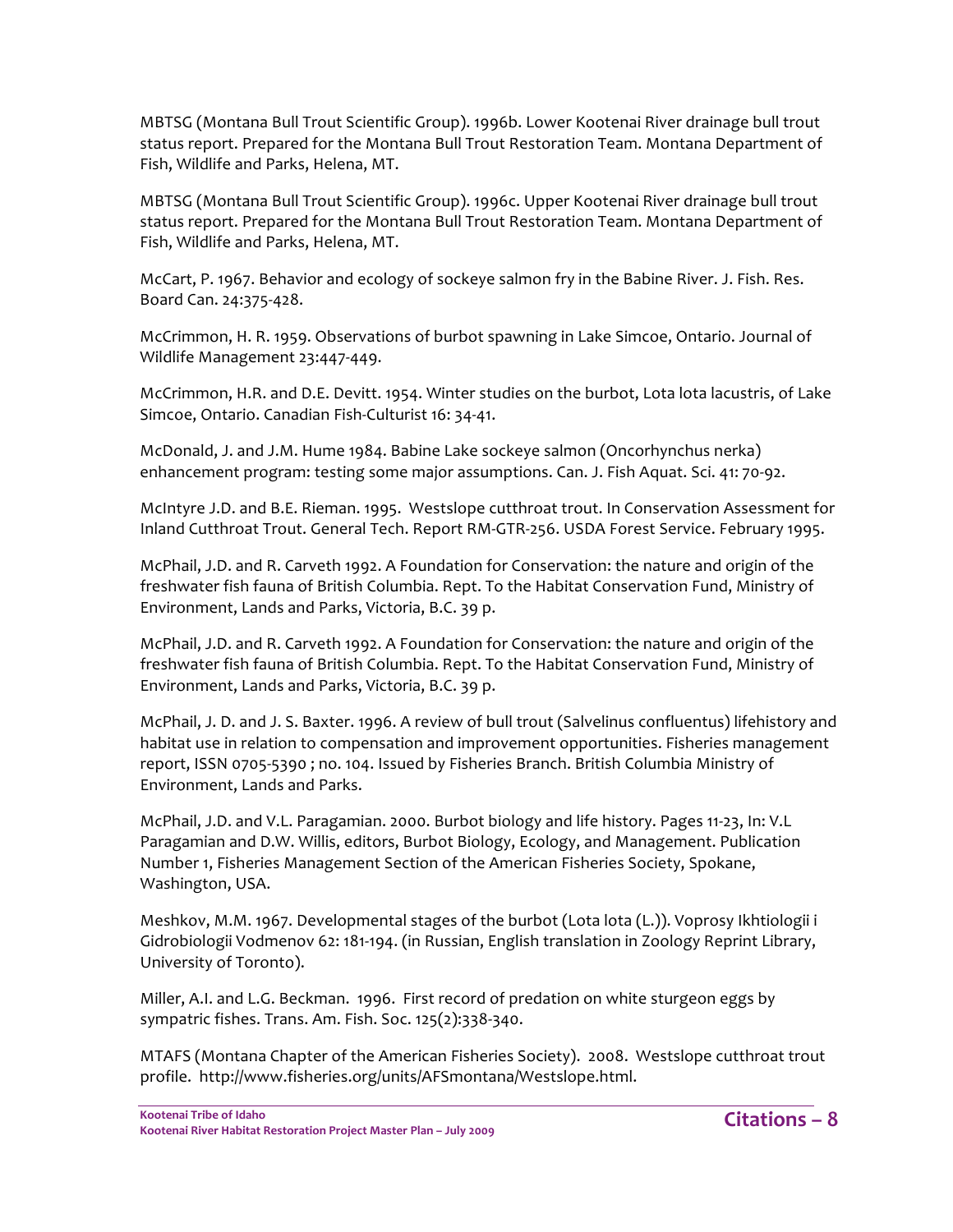MBTSG (Montana Bull Trout Scientific Group). 1996b. Lower Kootenai River drainage bull trout status report. Prepared for the Montana Bull Trout Restoration Team. Montana Department of Fish, Wildlife and Parks, Helena, MT.

MBTSG (Montana Bull Trout Scientific Group). 1996c. Upper Kootenai River drainage bull trout status report. Prepared for the Montana Bull Trout Restoration Team. Montana Department of Fish, Wildlife and Parks, Helena, MT.

McCart, P. 1967. Behavior and ecology of sockeye salmon fry in the Babine River. J. Fish. Res. Board Can. 24:375-428.

McCrimmon, H. R. 1959. Observations of burbot spawning in Lake Simcoe, Ontario. Journal of Wildlife Management 23:447-449.

McCrimmon, H.R. and D.E. Devitt. 1954. Winter studies on the burbot, Lota lota lacustris, of Lake Simcoe, Ontario. Canadian Fish-Culturist 16: 34-41.

McDonald, J. and J.M. Hume 1984. Babine Lake sockeye salmon (Oncorhynchus nerka) enhancement program: testing some major assumptions. Can. J. Fish Aquat. Sci. 41: 70-92.

McIntyre J.D. and B.E. Rieman. 1995. Westslope cutthroat trout. In Conservation Assessment for Inland Cutthroat Trout. General Tech. Report RM-GTR-256. USDA Forest Service. February 1995.

McPhail, J.D. and R. Carveth 1992. A Foundation for Conservation: the nature and origin of the freshwater fish fauna of British Columbia. Rept. To the Habitat Conservation Fund, Ministry of Environment, Lands and Parks, Victoria, B.C. 39 p.

McPhail, J.D. and R. Carveth 1992. A Foundation for Conservation: the nature and origin of the freshwater fish fauna of British Columbia. Rept. To the Habitat Conservation Fund, Ministry of Environment, Lands and Parks, Victoria, B.C. 39 p.

McPhail, J. D. and J. S. Baxter. 1996. A review of bull trout (Salvelinus confluentus) lifehistory and habitat use in relation to compensation and improvement opportunities. Fisheries management report, ISSN 0705-5390 ; no. 104. Issued by Fisheries Branch. British Columbia Ministry of Environment, Lands and Parks.

McPhail, J.D. and V.L. Paragamian. 2000. Burbot biology and life history. Pages 11-23, In: V.L Paragamian and D.W. Willis, editors, Burbot Biology, Ecology, and Management. Publication Number 1, Fisheries Management Section of the American Fisheries Society, Spokane, Washington, USA.

Meshkov, M.M. 1967. Developmental stages of the burbot (Lota lota (L.)). Voprosy Ikhtiologii i Gidrobiologii Vodmenov 62: 181-194. (in Russian, English translation in Zoology Reprint Library, University of Toronto).

Miller, A.I. and L.G. Beckman. 1996. First record of predation on white sturgeon eggs by sympatric fishes. Trans. Am. Fish. Soc. 125(2):338-340.

MTAFS (Montana Chapter of the American Fisheries Society). 2008. Westslope cutthroat trout profile. http://www.fisheries.org/units/AFSmontana/Westslope.html.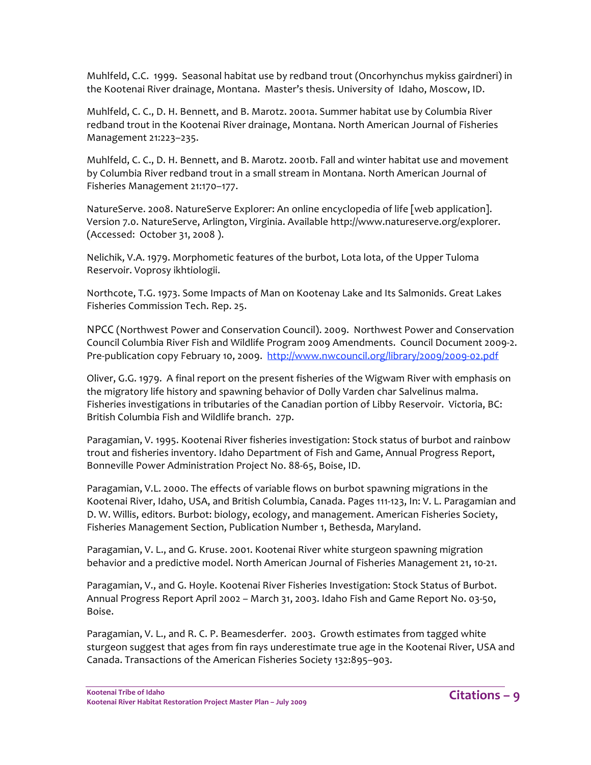Muhlfeld, C.C. 1999. Seasonal habitat use by redband trout (Oncorhynchus mykiss gairdneri) in the Kootenai River drainage, Montana. Master's thesis. University of Idaho, Moscow, ID.

Muhlfeld, C. C., D. H. Bennett, and B. Marotz. 2001a. Summer habitat use by Columbia River redband trout in the Kootenai River drainage, Montana. North American Journal of Fisheries Management 21:223–235.

Muhlfeld, C. C., D. H. Bennett, and B. Marotz. 2001b. Fall and winter habitat use and movement by Columbia River redband trout in a small stream in Montana. North American Journal of Fisheries Management 21:170–177.

NatureServe. 2008. NatureServe Explorer: An online encyclopedia of life [web application]. Version 7.0. NatureServe, Arlington, Virginia. Available http://www.natureserve.org/explorer. (Accessed: October 31, 2008 ).

Nelichik, V.A. 1979. Morphometic features of the burbot, Lota lota, of the Upper Tuloma Reservoir. Voprosy ikhtiologii.

Northcote, T.G. 1973. Some Impacts of Man on Kootenay Lake and Its Salmonids. Great Lakes Fisheries Commission Tech. Rep. 25.

NPCC (Northwest Power and Conservation Council). 2009. Northwest Power and Conservation Council Columbia River Fish and Wildlife Program 2009 Amendments. Council Document 2009-2. Pre-publication copy February 10, 2009. http://www.nwcouncil.org/library/2009/2009-02.pdf

Oliver, G.G. 1979. A final report on the present fisheries of the Wigwam River with emphasis on the migratory life history and spawning behavior of Dolly Varden char Salvelinus malma. Fisheries investigations in tributaries of the Canadian portion of Libby Reservoir. Victoria, BC: British Columbia Fish and Wildlife branch. 27p.

Paragamian, V. 1995. Kootenai River fisheries investigation: Stock status of burbot and rainbow trout and fisheries inventory. Idaho Department of Fish and Game, Annual Progress Report, Bonneville Power Administration Project No. 88-65, Boise, ID.

Paragamian, V.L. 2000. The effects of variable flows on burbot spawning migrations in the Kootenai River, Idaho, USA, and British Columbia, Canada. Pages 111-123, In: V. L. Paragamian and D. W. Willis, editors. Burbot: biology, ecology, and management. American Fisheries Society, Fisheries Management Section, Publication Number 1, Bethesda, Maryland.

Paragamian, V. L., and G. Kruse. 2001. Kootenai River white sturgeon spawning migration behavior and a predictive model. North American Journal of Fisheries Management 21, 10-21.

Paragamian, V., and G. Hoyle. Kootenai River Fisheries Investigation: Stock Status of Burbot. Annual Progress Report April 2002 – March 31, 2003. Idaho Fish and Game Report No. 03-50, Boise.

Paragamian, V. L., and R. C. P. Beamesderfer. 2003. Growth estimates from tagged white sturgeon suggest that ages from fin rays underestimate true age in the Kootenai River, USA and Canada. Transactions of the American Fisheries Society 132:895–903.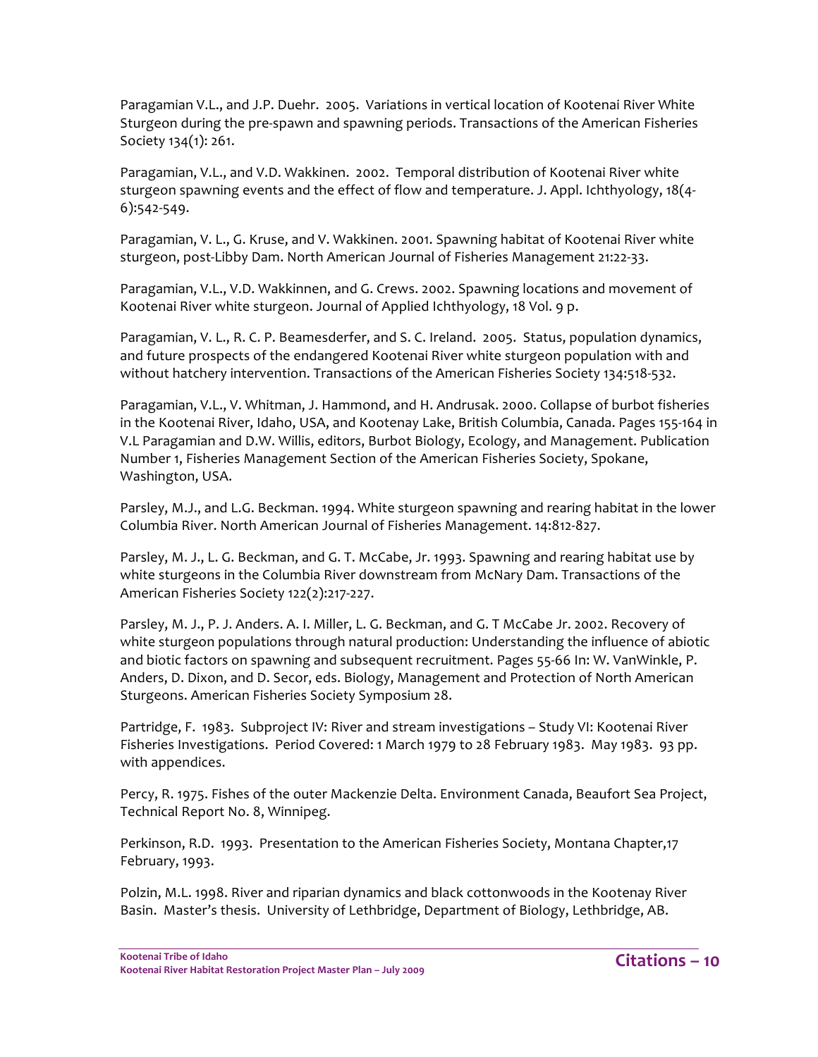Paragamian V.L., and J.P. Duehr. 2005. Variations in vertical location of Kootenai River White Sturgeon during the pre-spawn and spawning periods. Transactions of the American Fisheries Society 134(1): 261.

Paragamian, V.L., and V.D. Wakkinen. 2002. Temporal distribution of Kootenai River white sturgeon spawning events and the effect of flow and temperature. J. Appl. Ichthyology, 18(4-6):542-549.

Paragamian, V. L., G. Kruse, and V. Wakkinen. 2001. Spawning habitat of Kootenai River white sturgeon, post-Libby Dam. North American Journal of Fisheries Management 21:22-33.

Paragamian, V.L., V.D. Wakkinnen, and G. Crews. 2002. Spawning locations and movement of Kootenai River white sturgeon. Journal of Applied Ichthyology, 18 Vol. 9 p.

Paragamian, V. L., R. C. P. Beamesderfer, and S. C. Ireland. 2005. Status, population dynamics, and future prospects of the endangered Kootenai River white sturgeon population with and without hatchery intervention. Transactions of the American Fisheries Society 134:518-532.

Paragamian, V.L., V. Whitman, J. Hammond, and H. Andrusak. 2000. Collapse of burbot fisheries in the Kootenai River, Idaho, USA, and Kootenay Lake, British Columbia, Canada. Pages 155-164 in V.L Paragamian and D.W. Willis, editors, Burbot Biology, Ecology, and Management. Publication Number 1, Fisheries Management Section of the American Fisheries Society, Spokane, Washington, USA.

Parsley, M.J., and L.G. Beckman. 1994. White sturgeon spawning and rearing habitat in the lower Columbia River. North American Journal of Fisheries Management. 14:812-827.

Parsley, M. J., L. G. Beckman, and G. T. McCabe, Jr. 1993. Spawning and rearing habitat use by white sturgeons in the Columbia River downstream from McNary Dam. Transactions of the American Fisheries Society 122(2):217-227.

Parsley, M. J., P. J. Anders. A. I. Miller, L. G. Beckman, and G. T McCabe Jr. 2002. Recovery of white sturgeon populations through natural production: Understanding the influence of abiotic and biotic factors on spawning and subsequent recruitment. Pages 55-66 In: W. VanWinkle, P. Anders, D. Dixon, and D. Secor, eds. Biology, Management and Protection of North American Sturgeons. American Fisheries Society Symposium 28.

Partridge, F. 1983. Subproject IV: River and stream investigations – Study VI: Kootenai River Fisheries Investigations. Period Covered: 1 March 1979 to 28 February 1983. May 1983. 93 pp. with appendices.

Percy, R. 1975. Fishes of the outer Mackenzie Delta. Environment Canada, Beaufort Sea Project, Technical Report No. 8, Winnipeg.

Perkinson, R.D. 1993. Presentation to the American Fisheries Society, Montana Chapter,17 February, 1993.

Polzin, M.L. 1998. River and riparian dynamics and black cottonwoods in the Kootenay River Basin. Master's thesis. University of Lethbridge, Department of Biology, Lethbridge, AB.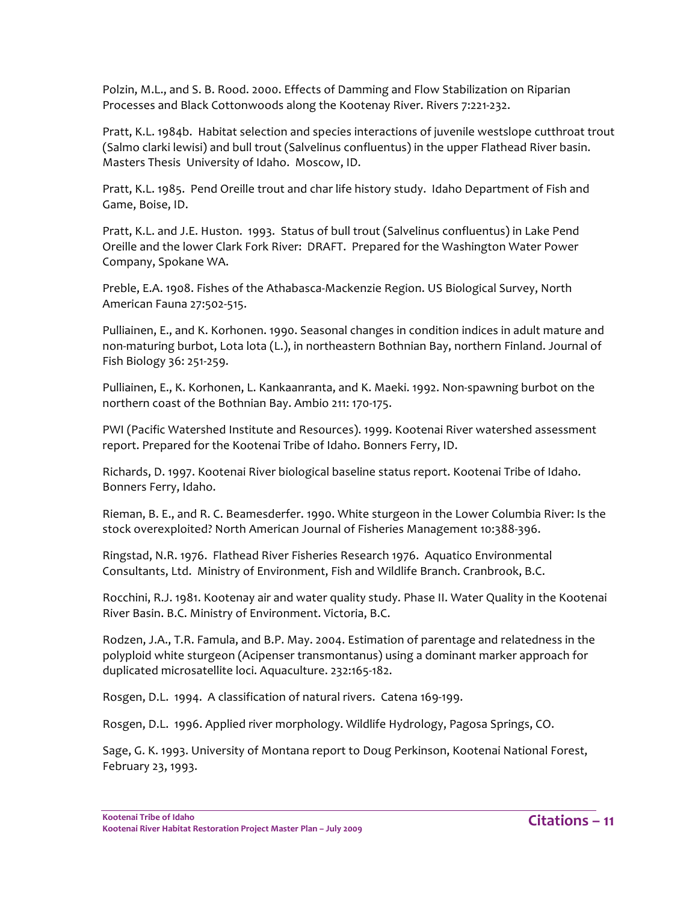Polzin, M.L., and S. B. Rood. 2000. Effects of Damming and Flow Stabilization on Riparian Processes and Black Cottonwoods along the Kootenay River. Rivers 7:221-232.

Pratt, K.L. 1984b. Habitat selection and species interactions of juvenile westslope cutthroat trout (Salmo clarki lewisi) and bull trout (Salvelinus confluentus) in the upper Flathead River basin. Masters Thesis University of Idaho. Moscow, ID.

Pratt, K.L. 1985. Pend Oreille trout and char life history study. Idaho Department of Fish and Game, Boise, ID.

Pratt, K.L. and J.E. Huston. 1993. Status of bull trout (Salvelinus confluentus) in Lake Pend Oreille and the lower Clark Fork River: DRAFT. Prepared for the Washington Water Power Company, Spokane WA.

Preble, E.A. 1908. Fishes of the Athabasca-Mackenzie Region. US Biological Survey, North American Fauna 27:502-515.

Pulliainen, E., and K. Korhonen. 1990. Seasonal changes in condition indices in adult mature and non-maturing burbot, Lota lota (L.), in northeastern Bothnian Bay, northern Finland. Journal of Fish Biology 36: 251-259.

Pulliainen, E., K. Korhonen, L. Kankaanranta, and K. Maeki. 1992. Non-spawning burbot on the northern coast of the Bothnian Bay. Ambio 211: 170-175.

PWI (Pacific Watershed Institute and Resources). 1999. Kootenai River watershed assessment report. Prepared for the Kootenai Tribe of Idaho. Bonners Ferry, ID.

Richards, D. 1997. Kootenai River biological baseline status report. Kootenai Tribe of Idaho. Bonners Ferry, Idaho.

Rieman, B. E., and R. C. Beamesderfer. 1990. White sturgeon in the Lower Columbia River: Is the stock overexploited? North American Journal of Fisheries Management 10:388-396.

Ringstad, N.R. 1976. Flathead River Fisheries Research 1976. Aquatico Environmental Consultants, Ltd. Ministry of Environment, Fish and Wildlife Branch. Cranbrook, B.C.

Rocchini, R.J. 1981. Kootenay air and water quality study. Phase II. Water Quality in the Kootenai River Basin. B.C. Ministry of Environment. Victoria, B.C.

Rodzen, J.A., T.R. Famula, and B.P. May. 2004. Estimation of parentage and relatedness in the polyploid white sturgeon (Acipenser transmontanus) using a dominant marker approach for duplicated microsatellite loci. Aquaculture. 232:165-182.

Rosgen, D.L. 1994. A classification of natural rivers. Catena 169-199.

Rosgen, D.L. 1996. Applied river morphology. Wildlife Hydrology, Pagosa Springs, CO.

Sage, G. K. 1993. University of Montana report to Doug Perkinson, Kootenai National Forest, February 23, 1993.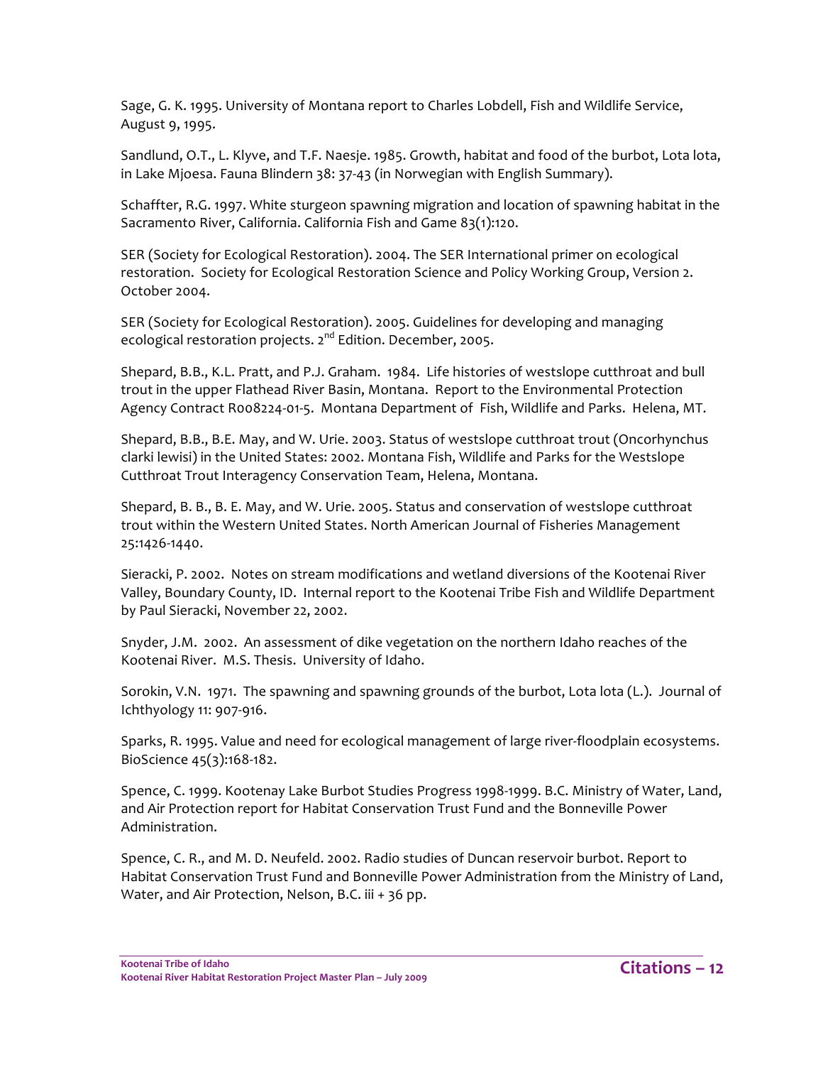Sage, G. K. 1995. University of Montana report to Charles Lobdell, Fish and Wildlife Service, August 9, 1995.

Sandlund, O.T., L. Klyve, and T.F. Naesje. 1985. Growth, habitat and food of the burbot, Lota lota, in Lake Mjoesa. Fauna Blindern 38: 37-43 (in Norwegian with English Summary).

Schaffter, R.G. 1997. White sturgeon spawning migration and location of spawning habitat in the Sacramento River, California. California Fish and Game 83(1):120.

SER (Society for Ecological Restoration). 2004. The SER International primer on ecological restoration. Society for Ecological Restoration Science and Policy Working Group, Version 2. October 2004.

SER (Society for Ecological Restoration). 2005. Guidelines for developing and managing ecological restoration projects. 2nd Edition. December, 2005.

Shepard, B.B., K.L. Pratt, and P.J. Graham. 1984. Life histories of westslope cutthroat and bull trout in the upper Flathead River Basin, Montana. Report to the Environmental Protection Agency Contract R008224-01-5. Montana Department of Fish, Wildlife and Parks. Helena, MT.

Shepard, B.B., B.E. May, and W. Urie. 2003. Status of westslope cutthroat trout (Oncorhynchus clarki lewisi) in the United States: 2002. Montana Fish, Wildlife and Parks for the Westslope Cutthroat Trout Interagency Conservation Team, Helena, Montana.

Shepard, B. B., B. E. May, and W. Urie. 2005. Status and conservation of westslope cutthroat trout within the Western United States. North American Journal of Fisheries Management 25:1426-1440.

Sieracki, P. 2002. Notes on stream modifications and wetland diversions of the Kootenai River Valley, Boundary County, ID. Internal report to the Kootenai Tribe Fish and Wildlife Department by Paul Sieracki, November 22, 2002.

Snyder, J.M. 2002. An assessment of dike vegetation on the northern Idaho reaches of the Kootenai River. M.S. Thesis. University of Idaho.

Sorokin, V.N. 1971. The spawning and spawning grounds of the burbot, Lota lota (L.). Journal of Ichthyology 11: 907-916.

Sparks, R. 1995. Value and need for ecological management of large river-floodplain ecosystems. BioScience 45(3):168-182.

Spence, C. 1999. Kootenay Lake Burbot Studies Progress 1998-1999. B.C. Ministry of Water, Land, and Air Protection report for Habitat Conservation Trust Fund and the Bonneville Power Administration.

Spence, C. R., and M. D. Neufeld. 2002. Radio studies of Duncan reservoir burbot. Report to Habitat Conservation Trust Fund and Bonneville Power Administration from the Ministry of Land, Water, and Air Protection, Nelson, B.C. iii + 36 pp.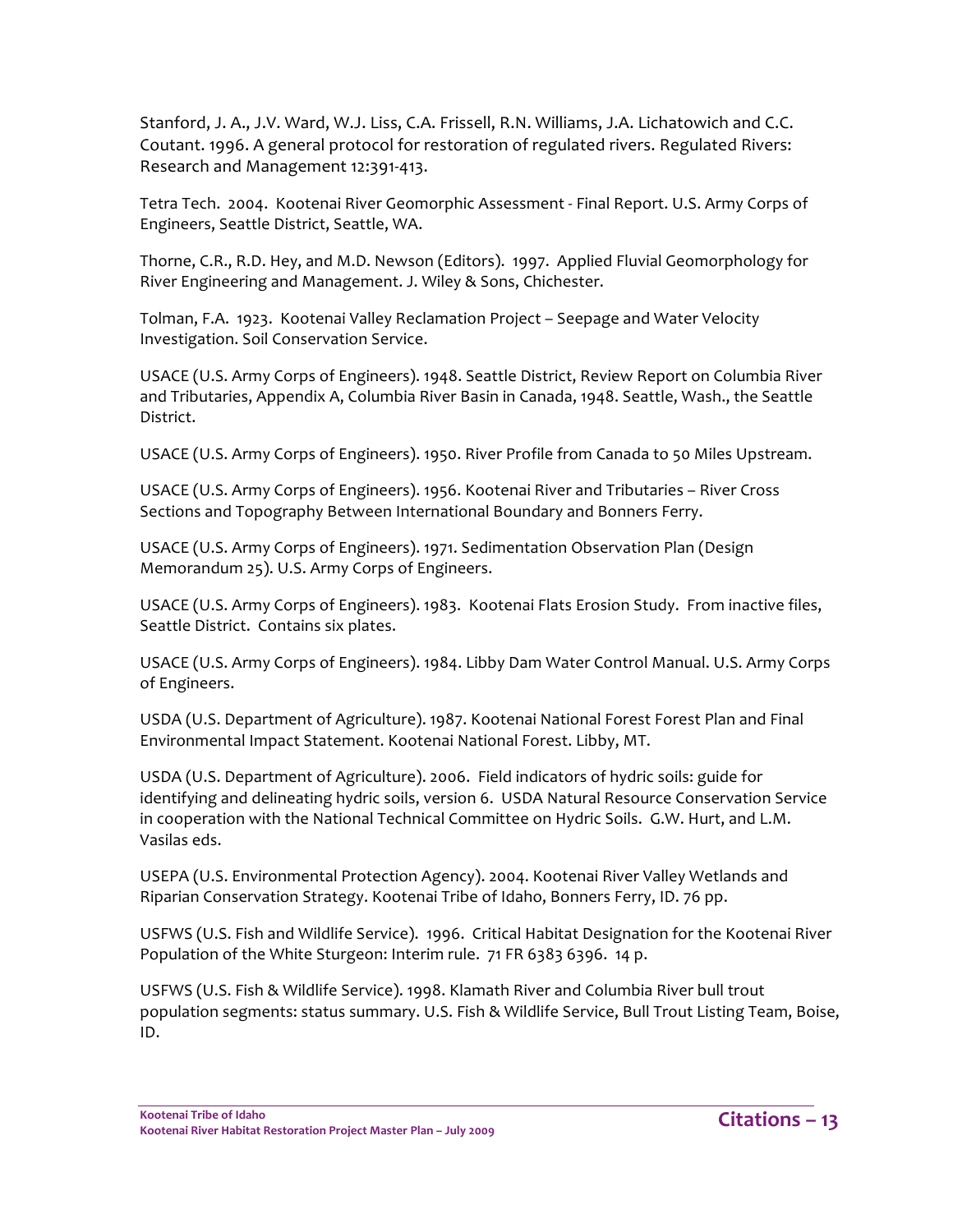Stanford, J. A., J.V. Ward, W.J. Liss, C.A. Frissell, R.N. Williams, J.A. Lichatowich and C.C. Coutant. 1996. A general protocol for restoration of regulated rivers. Regulated Rivers: Research and Management 12:391-413.

Tetra Tech. 2004. Kootenai River Geomorphic Assessment - Final Report. U.S. Army Corps of Engineers, Seattle District, Seattle, WA.

Thorne, C.R., R.D. Hey, and M.D. Newson (Editors). 1997. Applied Fluvial Geomorphology for River Engineering and Management. J. Wiley & Sons, Chichester.

Tolman, F.A. 1923. Kootenai Valley Reclamation Project – Seepage and Water Velocity Investigation. Soil Conservation Service.

USACE (U.S. Army Corps of Engineers). 1948. Seattle District, Review Report on Columbia River and Tributaries, Appendix A, Columbia River Basin in Canada, 1948. Seattle, Wash., the Seattle District.

USACE (U.S. Army Corps of Engineers). 1950. River Profile from Canada to 50 Miles Upstream.

USACE (U.S. Army Corps of Engineers). 1956. Kootenai River and Tributaries – River Cross Sections and Topography Between International Boundary and Bonners Ferry.

USACE (U.S. Army Corps of Engineers). 1971. Sedimentation Observation Plan (Design Memorandum 25). U.S. Army Corps of Engineers.

USACE (U.S. Army Corps of Engineers). 1983. Kootenai Flats Erosion Study. From inactive files, Seattle District. Contains six plates.

USACE (U.S. Army Corps of Engineers). 1984. Libby Dam Water Control Manual. U.S. Army Corps of Engineers.

USDA (U.S. Department of Agriculture). 1987. Kootenai National Forest Forest Plan and Final Environmental Impact Statement. Kootenai National Forest. Libby, MT.

USDA (U.S. Department of Agriculture). 2006. Field indicators of hydric soils: guide for identifying and delineating hydric soils, version 6. USDA Natural Resource Conservation Service in cooperation with the National Technical Committee on Hydric Soils. G.W. Hurt, and L.M. Vasilas eds.

USEPA (U.S. Environmental Protection Agency). 2004. Kootenai River Valley Wetlands and Riparian Conservation Strategy. Kootenai Tribe of Idaho, Bonners Ferry, ID. 76 pp.

USFWS (U.S. Fish and Wildlife Service). 1996. Critical Habitat Designation for the Kootenai River Population of the White Sturgeon: Interim rule. 71 FR 6383 6396. 14 p.

USFWS (U.S. Fish & Wildlife Service). 1998. Klamath River and Columbia River bull trout population segments: status summary. U.S. Fish & Wildlife Service, Bull Trout Listing Team, Boise, ID.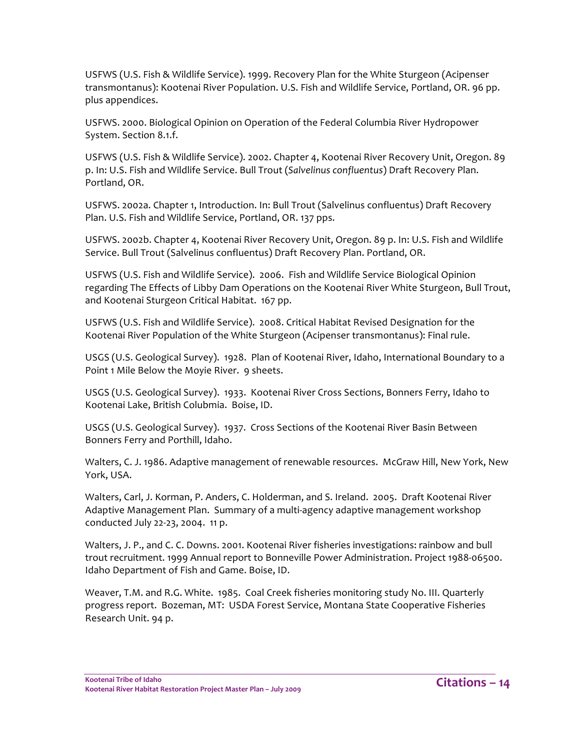USFWS (U.S. Fish & Wildlife Service). 1999. Recovery Plan for the White Sturgeon (Acipenser transmontanus): Kootenai River Population. U.S. Fish and Wildlife Service, Portland, OR. 96 pp. plus appendices.

USFWS. 2000. Biological Opinion on Operation of the Federal Columbia River Hydropower System. Section 8.1.f.

USFWS (U.S. Fish & Wildlife Service). 2002. Chapter 4, Kootenai River Recovery Unit, Oregon. 89 p. In: U.S. Fish and Wildlife Service. Bull Trout (*Salvelinus confluentus*) Draft Recovery Plan. Portland, OR.

USFWS. 2002a. Chapter 1, Introduction. In: Bull Trout (Salvelinus confluentus) Draft Recovery Plan. U.S. Fish and Wildlife Service, Portland, OR. 137 pps.

USFWS. 2002b. Chapter 4, Kootenai River Recovery Unit, Oregon. 89 p. In: U.S. Fish and Wildlife Service. Bull Trout (Salvelinus confluentus) Draft Recovery Plan. Portland, OR.

USFWS (U.S. Fish and Wildlife Service). 2006. Fish and Wildlife Service Biological Opinion regarding The Effects of Libby Dam Operations on the Kootenai River White Sturgeon, Bull Trout, and Kootenai Sturgeon Critical Habitat. 167 pp.

USFWS (U.S. Fish and Wildlife Service). 2008. Critical Habitat Revised Designation for the Kootenai River Population of the White Sturgeon (Acipenser transmontanus): Final rule.

USGS (U.S. Geological Survey). 1928. Plan of Kootenai River, Idaho, International Boundary to a Point 1 Mile Below the Moyie River. 9 sheets.

USGS (U.S. Geological Survey). 1933. Kootenai River Cross Sections, Bonners Ferry, Idaho to Kootenai Lake, British Colubmia. Boise, ID.

USGS (U.S. Geological Survey). 1937. Cross Sections of the Kootenai River Basin Between Bonners Ferry and Porthill, Idaho.

Walters, C. J. 1986. Adaptive management of renewable resources. McGraw Hill, New York, New York, USA.

Walters, Carl, J. Korman, P. Anders, C. Holderman, and S. Ireland. 2005. Draft Kootenai River Adaptive Management Plan. Summary of a multi-agency adaptive management workshop conducted July 22-23, 2004. 11 p.

Walters, J. P., and C. C. Downs. 2001. Kootenai River fisheries investigations: rainbow and bull trout recruitment. 1999 Annual report to Bonneville Power Administration. Project 1988-06500. Idaho Department of Fish and Game. Boise, ID.

Weaver, T.M. and R.G. White. 1985. Coal Creek fisheries monitoring study No. III. Quarterly progress report. Bozeman, MT: USDA Forest Service, Montana State Cooperative Fisheries Research Unit. 94 p.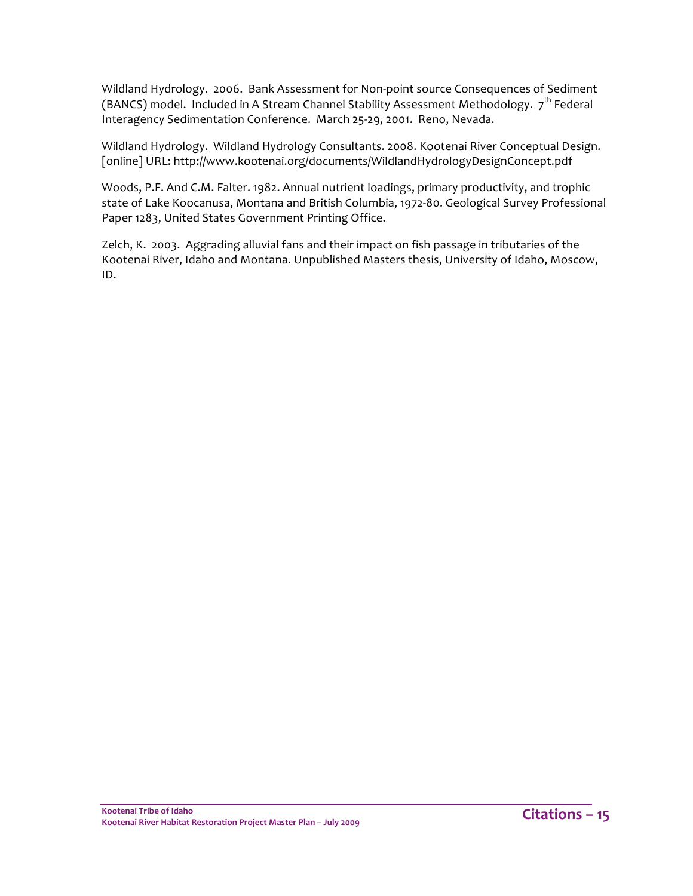Wildland Hydrology. 2006. Bank Assessment for Non-point source Consequences of Sediment (BANCS) model. Included in A Stream Channel Stability Assessment Methodology. 7th Federal Interagency Sedimentation Conference. March 25-29, 2001. Reno, Nevada.

Wildland Hydrology. Wildland Hydrology Consultants. 2008. Kootenai River Conceptual Design. [online] URL: http://www.kootenai.org/documents/WildlandHydrologyDesignConcept.pdf

Woods, P.F. And C.M. Falter. 1982. Annual nutrient loadings, primary productivity, and trophic state of Lake Koocanusa, Montana and British Columbia, 1972-80. Geological Survey Professional Paper 1283, United States Government Printing Office.

Zelch, K. 2003. Aggrading alluvial fans and their impact on fish passage in tributaries of the Kootenai River, Idaho and Montana. Unpublished Masters thesis, University of Idaho, Moscow, ID.